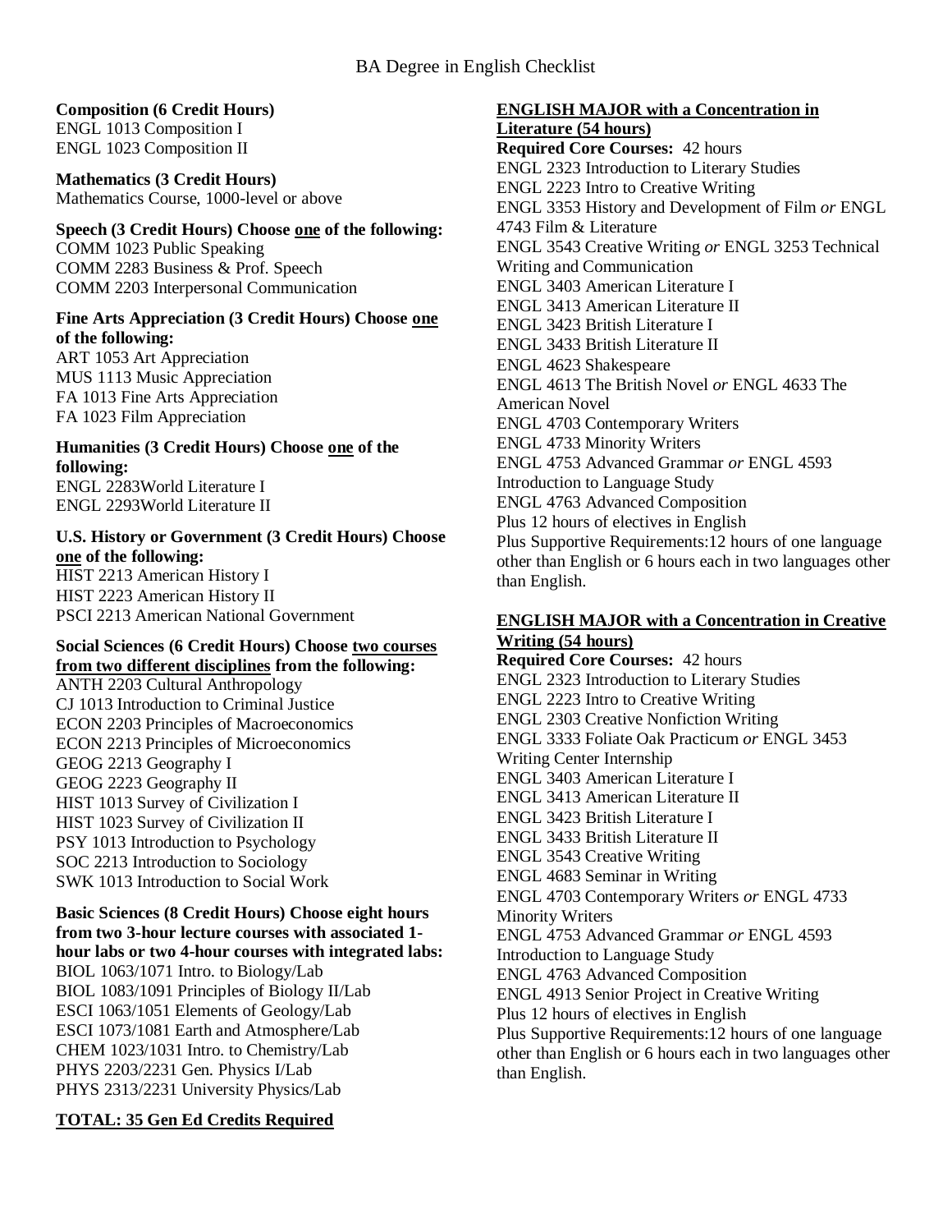# BA Degree in English Checklist

**Composition (6 Credit Hours)**
ENGL 1013 Composition I
ENGL 1023 Composition II

**Mathematics (3 Credit Hours)**
Mathematics Course, 1000-level or above

**Speech (3 Credit Hours) Choose one of the following:**
COMM 1023 Public Speaking
COMM 2283 Business & Prof. Speech
COMM 2203 Interpersonal Communication

**Fine Arts Appreciation (3 Credit Hours) Choose one of the following:**
ART 1053 Art Appreciation
MUS 1113 Music Appreciation
FA 1013 Fine Arts Appreciation
FA 1023 Film Appreciation

**Humanities (3 Credit Hours) Choose one of the following:**
ENGL 2283World Literature I
ENGL 2293World Literature II

**U.S. History or Government (3 Credit Hours) Choose one of the following:**
HIST 2213 American History I
HIST 2223 American History II
PSCI 2213 American National Government

**Social Sciences (6 Credit Hours) Choose two courses from two different disciplines from the following:**
ANTH 2203 Cultural Anthropology
CJ 1013 Introduction to Criminal Justice
ECON 2203 Principles of Macroeconomics
ECON 2213 Principles of Microeconomics
GEOG 2213 Geography I
GEOG 2223 Geography II
HIST 1013 Survey of Civilization I
HIST 1023 Survey of Civilization II
PSY 1013 Introduction to Psychology
SOC 2213 Introduction to Sociology
SWK 1013 Introduction to Social Work

**Basic Sciences (8 Credit Hours) Choose eight hours from two 3-hour lecture courses with associated 1-hour labs or two 4-hour courses with integrated labs:**
BIOL 1063/1071 Intro. to Biology/Lab
BIOL 1083/1091 Principles of Biology II/Lab
ESCI 1063/1051 Elements of Geology/Lab
ESCI 1073/1081 Earth and Atmosphere/Lab
CHEM 1023/1031 Intro. to Chemistry/Lab
PHYS 2203/2231 Gen. Physics I/Lab
PHYS 2313/2231 University Physics/Lab

**TOTAL: 35 Gen Ed Credits Required**

**ENGLISH MAJOR with a Concentration in Literature (54 hours)**

**Required Core Courses:** 42 hours
ENGL 2323 Introduction to Literary Studies
ENGL 2223 Intro to Creative Writing
ENGL 3353 History and Development of Film *or* ENGL 4743 Film & Literature
ENGL 3543 Creative Writing *or* ENGL 3253 Technical Writing and Communication
ENGL 3403 American Literature I
ENGL 3413 American Literature II
ENGL 3423 British Literature I
ENGL 3433 British Literature II
ENGL 4623 Shakespeare
ENGL 4613 The British Novel *or* ENGL 4633 The American Novel
ENGL 4703 Contemporary Writers
ENGL 4733 Minority Writers
ENGL 4753 Advanced Grammar *or* ENGL 4593 Introduction to Language Study
ENGL 4763 Advanced Composition
Plus 12 hours of electives in English
Plus Supportive Requirements:12 hours of one language other than English or 6 hours each in two languages other than English.

**ENGLISH MAJOR with a Concentration in Creative Writing (54 hours)**

**Required Core Courses:** 42 hours
ENGL 2323 Introduction to Literary Studies
ENGL 2223 Intro to Creative Writing
ENGL 2303 Creative Nonfiction Writing
ENGL 3333 Foliate Oak Practicum *or* ENGL 3453 Writing Center Internship
ENGL 3403 American Literature I
ENGL 3413 American Literature II
ENGL 3423 British Literature I
ENGL 3433 British Literature II
ENGL 3543 Creative Writing
ENGL 4683 Seminar in Writing
ENGL 4703 Contemporary Writers *or* ENGL 4733 Minority Writers
ENGL 4753 Advanced Grammar *or* ENGL 4593 Introduction to Language Study
ENGL 4763 Advanced Composition
ENGL 4913 Senior Project in Creative Writing
Plus 12 hours of electives in English
Plus Supportive Requirements:12 hours of one language other than English or 6 hours each in two languages other than English.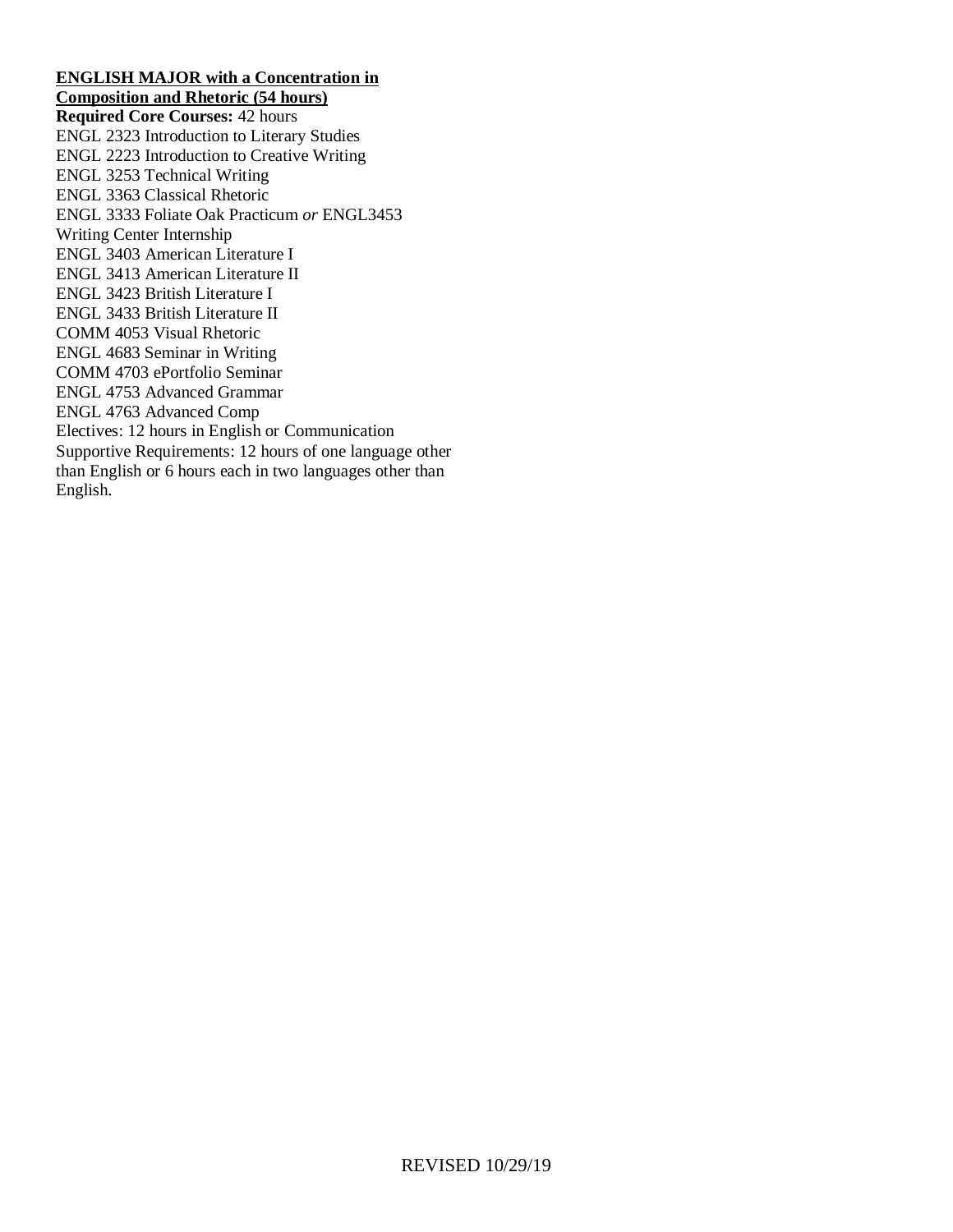**<u>ENGLISH MAJOR with a Concentration in Composition and Rhetoric (54 hours)</u>**

**Required Core Courses:** 42 hours

ENGL 2323 Introduction to Literary Studies
ENGL 2223 Introduction to Creative Writing
ENGL 3253 Technical Writing
ENGL 3363 Classical Rhetoric
ENGL 3333 Foliate Oak Practicum *or* ENGL3453 Writing Center Internship
ENGL 3403 American Literature I
ENGL 3413 American Literature II
ENGL 3423 British Literature I
ENGL 3433 British Literature II
COMM 4053 Visual Rhetoric
ENGL 4683 Seminar in Writing
COMM 4703 ePortfolio Seminar
ENGL 4753 Advanced Grammar
ENGL 4763 Advanced Comp
Electives: 12 hours in English or Communication
Supportive Requirements: 12 hours of one language other than English or 6 hours each in two languages other than English.

REVISED 10/29/19